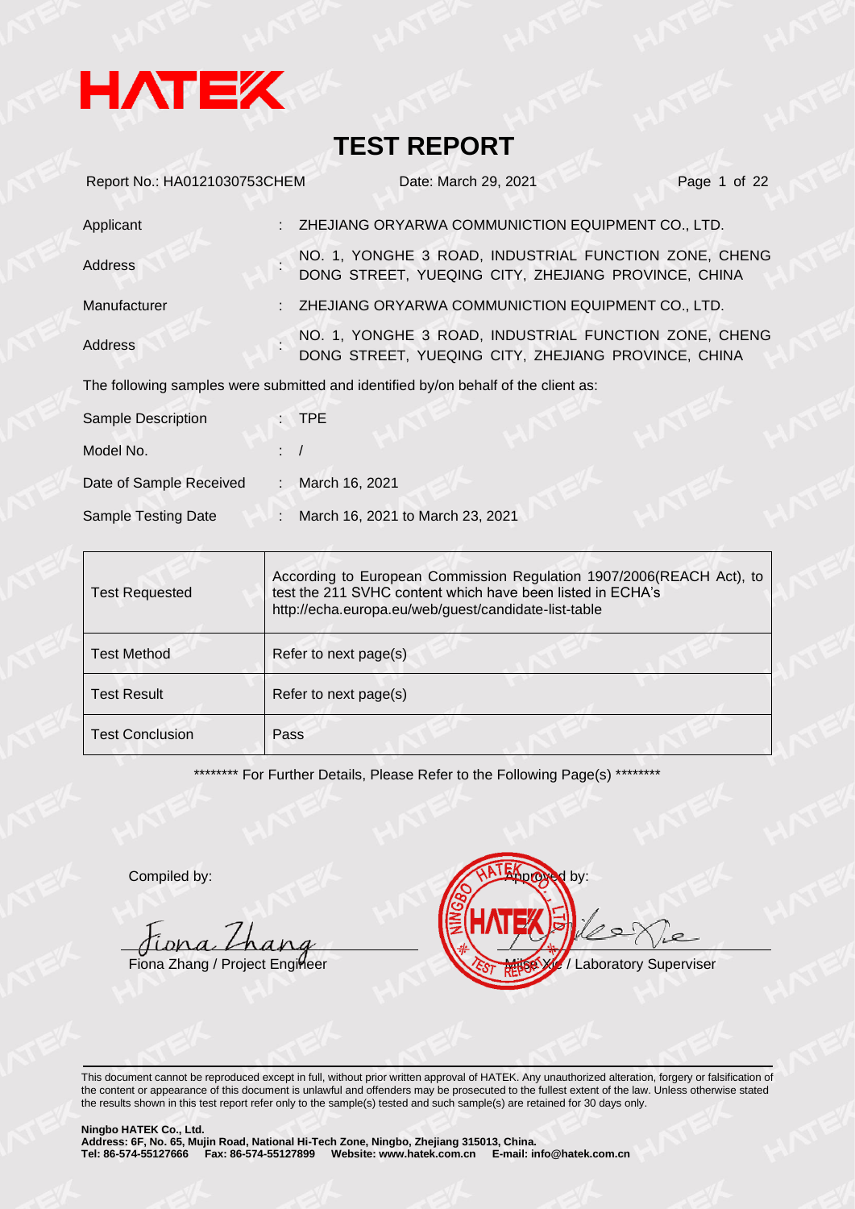HATEK

# TEST REPORT

Report No.: HA0121030753CHEM    Date: March 29, 2021

| | | |
|---|---|---|
| Applicant | : | ZHEJIANG ORYARWA COMMUNICTION EQUIPMENT CO., LTD. |
| Address | : | NO. 1, YONGHE 3 ROAD, INDUSTRIAL FUNCTION ZONE, CHENG DONG STREET, YUEQING CITY, ZHEJIANG PROVINCE, CHINA |
| Manufacturer | : | ZHEJIANG ORYARWA COMMUNICTION EQUIPMENT CO., LTD. |
| Address | : | NO. 1, YONGHE 3 ROAD, INDUSTRIAL FUNCTION ZONE, CHENG DONG STREET, YUEQING CITY, ZHEJIANG PROVINCE, CHINA |

The following samples were submitted and identified by/on behalf of the client as:

| | | |
|---|---|---|
| Sample Description | : | TPE |
| Model No. | : | / |
| Date of Sample Received | : | March 16, 2021 |
| Sample Testing Date | : | March 16, 2021 to March 23, 2021 |

| | |
|---|---|
| Test Requested | According to European Commission Regulation 1907/2006(REACH Act), to test the 211 SVHC content which have been listed in ECHA's http://echa.europa.eu/web/guest/candidate-list-table |
| Test Method | Refer to next page(s) |
| Test Result | Refer to next page(s) |
| Test Conclusion | Pass |

******** For Further Details, Please Refer to the Following Page(s) ********

Compiled by:

Fiona Zhang / Project Engineer

Approved by:

Miles Xie / Laboratory Superviser

This document cannot be reproduced except in full, without prior written approval of HATEK. Any unauthorized alteration, forgery or falsification of the content or appearance of this document is unlawful and offenders may be prosecuted to the fullest extent of the law. Unless otherwise stated the results shown in this test report refer only to the sample(s) tested and such sample(s) are retained for 30 days only.

**Ningbo HATEK Co., Ltd.**
**Address: 6F, No. 65, Mujin Road, National Hi-Tech Zone, Ningbo, Zhejiang 315013, China.**
**Tel: 86-574-55127666  Fax: 86-574-55127899  Website: www.hatek.com.cn  E-mail: info@hatek.com.cn**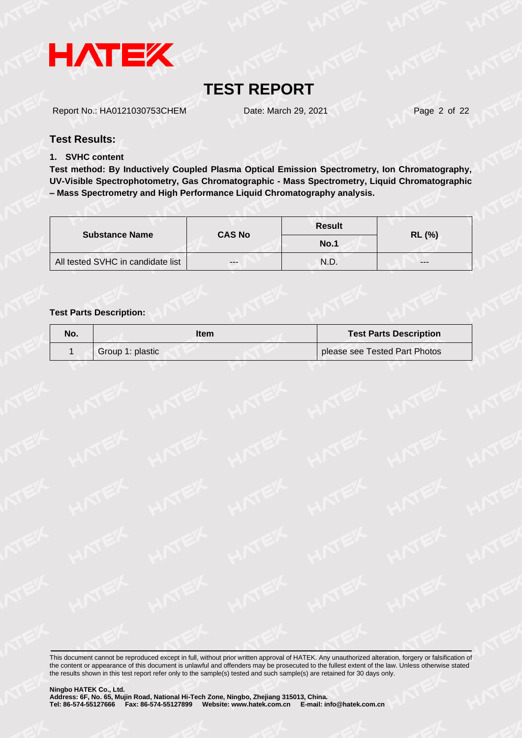## Test Results:

**1. SVHC content**

**Test method: By Inductively Coupled Plasma Optical Emission Spectrometry, Ion Chromatography, UV-Visible Spectrophotometry, Gas Chromatographic - Mass Spectrometry, Liquid Chromatographic – Mass Spectrometry and High Performance Liquid Chromatography analysis.**

| Substance Name | CAS No | Result | RL (%) |
|---|---|---|---|
| | | No.1 | |
| All tested SVHC in candidate list | --- | N.D. | --- |

**Test Parts Description:**

| No. | Item | Test Parts Description |
|---|---|---|
| 1 | Group 1: plastic | please see Tested Part Photos |

This document cannot be reproduced except in full, without prior written approval of HATEK. Any unauthorized alteration, forgery or falsification of the content or appearance of this document is unlawful and offenders may be prosecuted to the fullest extent of the law. Unless otherwise stated the results shown in this test report refer only to the sample(s) tested and such sample(s) are retained for 30 days only.

**Ningbo HATEK Co., Ltd.**
**Address: 6F, No. 65, Mujin Road, National Hi-Tech Zone, Ningbo, Zhejiang 315013, China.**
**Tel: 86-574-55127666 Fax: 86-574-55127899 Website: www.hatek.com.cn E-mail: info@hatek.com.cn**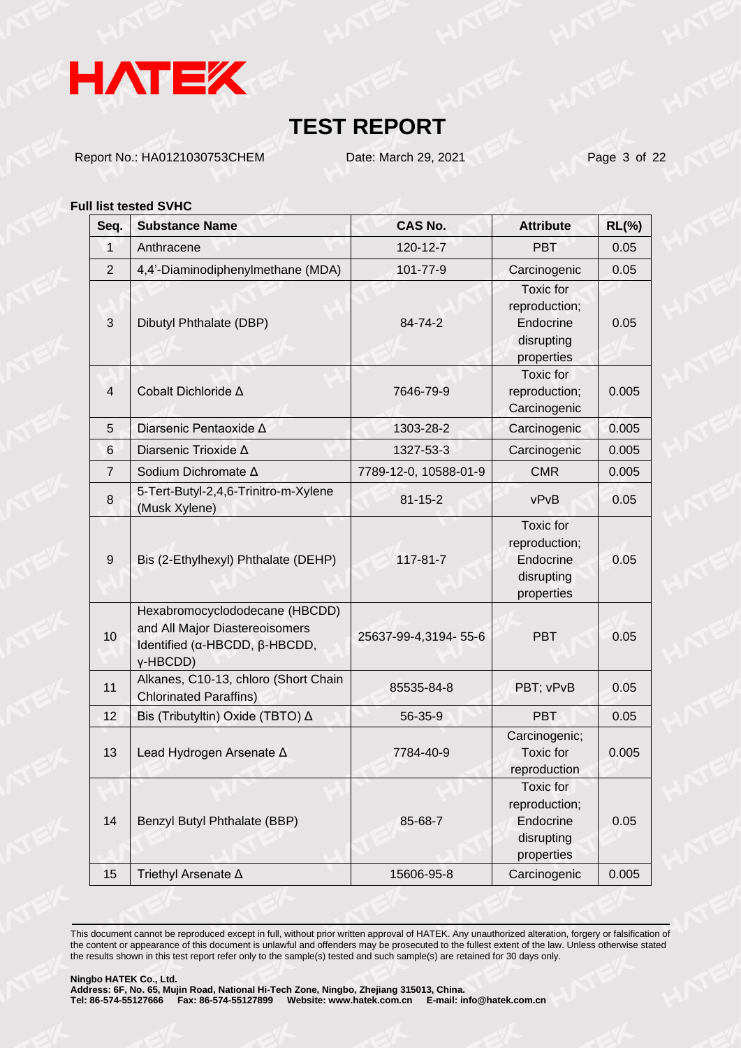# TEST REPORT

Report No.: HA0121030753CHEM    Date: March 29, 2021

**Full list tested SVHC**

| Seq. | Substance Name | CAS No. | Attribute | RL(%) |
|---|---|---|---|---|
| 1 | Anthracene | 120-12-7 | PBT | 0.05 |
| 2 | 4,4'-Diaminodiphenylmethane (MDA) | 101-77-9 | Carcinogenic | 0.05 |
| 3 | Dibutyl Phthalate (DBP) | 84-74-2 | Toxic for reproduction; Endocrine disrupting properties | 0.05 |
| 4 | Cobalt Dichloride Δ | 7646-79-9 | Toxic for reproduction; Carcinogenic | 0.005 |
| 5 | Diarsenic Pentaoxide Δ | 1303-28-2 | Carcinogenic | 0.005 |
| 6 | Diarsenic Trioxide Δ | 1327-53-3 | Carcinogenic | 0.005 |
| 7 | Sodium Dichromate Δ | 7789-12-0, 10588-01-9 | CMR | 0.005 |
| 8 | 5-Tert-Butyl-2,4,6-Trinitro-m-Xylene (Musk Xylene) | 81-15-2 | vPvB | 0.05 |
| 9 | Bis (2-Ethylhexyl) Phthalate (DEHP) | 117-81-7 | Toxic for reproduction; Endocrine disrupting properties | 0.05 |
| 10 | Hexabromocyclododecane (HBCDD) and All Major Diastereoisomers Identified (α-HBCDD, β-HBCDD, γ-HBCDD) | 25637-99-4,3194- 55-6 | PBT | 0.05 |
| 11 | Alkanes, C10-13, chloro (Short Chain Chlorinated Paraffins) | 85535-84-8 | PBT; vPvB | 0.05 |
| 12 | Bis (Tributyltin) Oxide (TBTO) Δ | 56-35-9 | PBT | 0.05 |
| 13 | Lead Hydrogen Arsenate Δ | 7784-40-9 | Carcinogenic; Toxic for reproduction | 0.005 |
| 14 | Benzyl Butyl Phthalate (BBP) | 85-68-7 | Toxic for reproduction; Endocrine disrupting properties | 0.05 |
| 15 | Triethyl Arsenate Δ | 15606-95-8 | Carcinogenic | 0.005 |

This document cannot be reproduced except in full, without prior written approval of HATEK. Any unauthorized alteration, forgery or falsification of the content or appearance of this document is unlawful and offenders may be prosecuted to the fullest extent of the law. Unless otherwise stated the results shown in this test report refer only to the sample(s) tested and such sample(s) are retained for 30 days only.

**Ningbo HATEK Co., Ltd.**
**Address: 6F, No. 65, Mujin Road, National Hi-Tech Zone, Ningbo, Zhejiang 315013, China.**
**Tel: 86-574-55127666 Fax: 86-574-55127899 Website: www.hatek.com.cn E-mail: info@hatek.com.cn**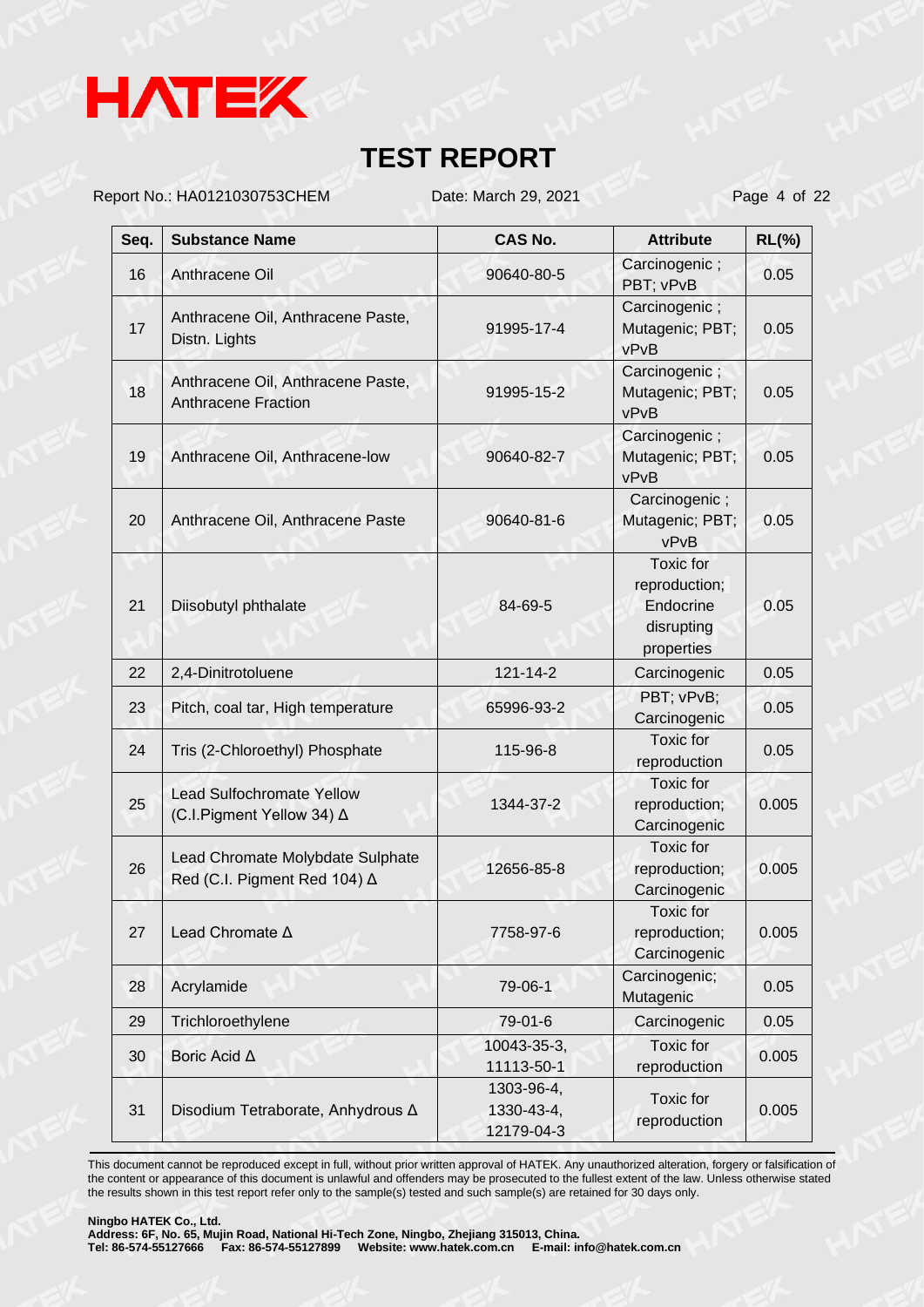# TEST REPORT

Report No.: HA0121030753CHEM    Date: March 29, 2021

| Seq. | Substance Name | CAS No. | Attribute | RL(%) |
|---|---|---|---|---|
| 16 | Anthracene Oil | 90640-80-5 | Carcinogenic ; PBT; vPvB | 0.05 |
| 17 | Anthracene Oil, Anthracene Paste, Distn. Lights | 91995-17-4 | Carcinogenic ; Mutagenic; PBT; vPvB | 0.05 |
| 18 | Anthracene Oil, Anthracene Paste, Anthracene Fraction | 91995-15-2 | Carcinogenic ; Mutagenic; PBT; vPvB | 0.05 |
| 19 | Anthracene Oil, Anthracene-low | 90640-82-7 | Carcinogenic ; Mutagenic; PBT; vPvB | 0.05 |
| 20 | Anthracene Oil, Anthracene Paste | 90640-81-6 | Carcinogenic ; Mutagenic; PBT; vPvB | 0.05 |
| 21 | Diisobutyl phthalate | 84-69-5 | Toxic for reproduction; Endocrine disrupting properties | 0.05 |
| 22 | 2,4-Dinitrotoluene | 121-14-2 | Carcinogenic | 0.05 |
| 23 | Pitch, coal tar, High temperature | 65996-93-2 | PBT; vPvB; Carcinogenic | 0.05 |
| 24 | Tris (2-Chloroethyl) Phosphate | 115-96-8 | Toxic for reproduction | 0.05 |
| 25 | Lead Sulfochromate Yellow (C.I.Pigment Yellow 34) Δ | 1344-37-2 | Toxic for reproduction; Carcinogenic | 0.005 |
| 26 | Lead Chromate Molybdate Sulphate Red (C.I. Pigment Red 104) Δ | 12656-85-8 | Toxic for reproduction; Carcinogenic | 0.005 |
| 27 | Lead Chromate Δ | 7758-97-6 | Toxic for reproduction; Carcinogenic | 0.005 |
| 28 | Acrylamide | 79-06-1 | Carcinogenic; Mutagenic | 0.05 |
| 29 | Trichloroethylene | 79-01-6 | Carcinogenic | 0.05 |
| 30 | Boric Acid Δ | 10043-35-3, 11113-50-1 | Toxic for reproduction | 0.005 |
| 31 | Disodium Tetraborate, Anhydrous Δ | 1303-96-4, 1330-43-4, 12179-04-3 | Toxic for reproduction | 0.005 |

This document cannot be reproduced except in full, without prior written approval of HATEK. Any unauthorized alteration, forgery or falsification of the content or appearance of this document is unlawful and offenders may be prosecuted to the fullest extent of the law. Unless otherwise stated the results shown in this test report refer only to the sample(s) tested and such sample(s) are retained for 30 days only.

**Ningbo HATEK Co., Ltd.**
**Address: 6F, No. 65, Mujin Road, National Hi-Tech Zone, Ningbo, Zhejiang 315013, China.**
**Tel: 86-574-55127666 Fax: 86-574-55127899 Website: www.hatek.com.cn E-mail: info@hatek.com.cn**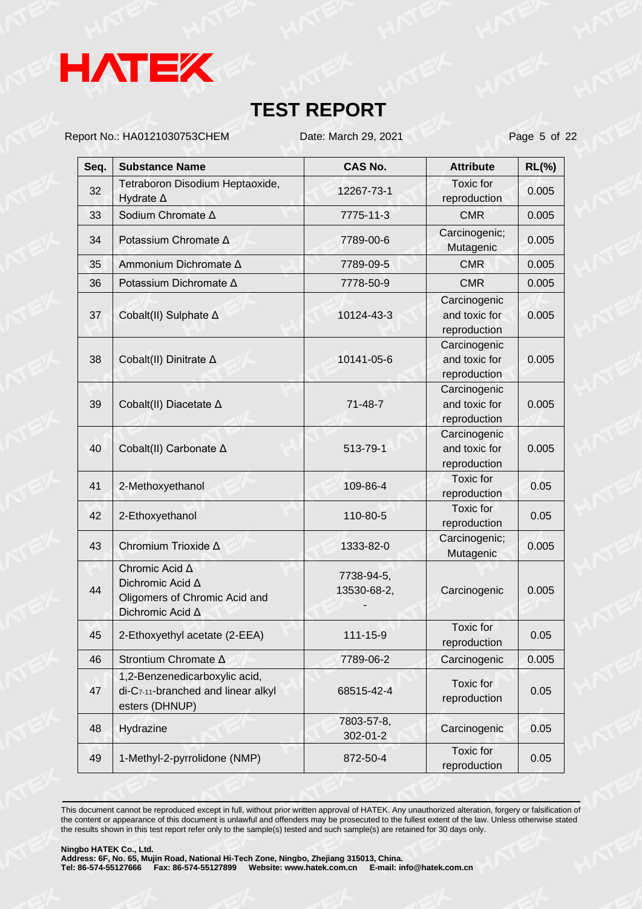# TEST REPORT

Report No.: HA0121030753CHEM Date: March 29, 2021

| Seq. | Substance Name | CAS No. | Attribute | RL(%) |
|---|---|---|---|---|
| 32 | Tetraboron Disodium Heptaoxide, Hydrate Δ | 12267-73-1 | Toxic for reproduction | 0.005 |
| 33 | Sodium Chromate Δ | 7775-11-3 | CMR | 0.005 |
| 34 | Potassium Chromate Δ | 7789-00-6 | Carcinogenic; Mutagenic | 0.005 |
| 35 | Ammonium Dichromate Δ | 7789-09-5 | CMR | 0.005 |
| 36 | Potassium Dichromate Δ | 7778-50-9 | CMR | 0.005 |
| 37 | Cobalt(II) Sulphate Δ | 10124-43-3 | Carcinogenic and toxic for reproduction | 0.005 |
| 38 | Cobalt(II) Dinitrate Δ | 10141-05-6 | Carcinogenic and toxic for reproduction | 0.005 |
| 39 | Cobalt(II) Diacetate Δ | 71-48-7 | Carcinogenic and toxic for reproduction | 0.005 |
| 40 | Cobalt(II) Carbonate Δ | 513-79-1 | Carcinogenic and toxic for reproduction | 0.005 |
| 41 | 2-Methoxyethanol | 109-86-4 | Toxic for reproduction | 0.05 |
| 42 | 2-Ethoxyethanol | 110-80-5 | Toxic for reproduction | 0.05 |
| 43 | Chromium Trioxide Δ | 1333-82-0 | Carcinogenic; Mutagenic | 0.005 |
| 44 | Chromic Acid Δ<br>Dichromic Acid Δ<br>Oligomers of Chromic Acid and Dichromic Acid Δ | 7738-94-5,<br>13530-68-2,<br>- | Carcinogenic | 0.005 |
| 45 | 2-Ethoxyethyl acetate (2-EEA) | 111-15-9 | Toxic for reproduction | 0.05 |
| 46 | Strontium Chromate Δ | 7789-06-2 | Carcinogenic | 0.005 |
| 47 | 1,2-Benzenedicarboxylic acid, di-$C_{7-11}$-branched and linear alkyl esters (DHNUP) | 68515-42-4 | Toxic for reproduction | 0.05 |
| 48 | Hydrazine | 7803-57-8,<br>302-01-2 | Carcinogenic | 0.05 |
| 49 | 1-Methyl-2-pyrrolidone (NMP) | 872-50-4 | Toxic for reproduction | 0.05 |

This document cannot be reproduced except in full, without prior written approval of HATEK. Any unauthorized alteration, forgery or falsification of the content or appearance of this document is unlawful and offenders may be prosecuted to the fullest extent of the law. Unless otherwise stated the results shown in this test report refer only to the sample(s) tested and such sample(s) are retained for 30 days only.

**Ningbo HATEK Co., Ltd.**
**Address: 6F, No. 65, Mujin Road, National Hi-Tech Zone, Ningbo, Zhejiang 315013, China.**
**Tel: 86-574-55127666 Fax: 86-574-55127899 Website: www.hatek.com.cn E-mail: info@hatek.com.cn**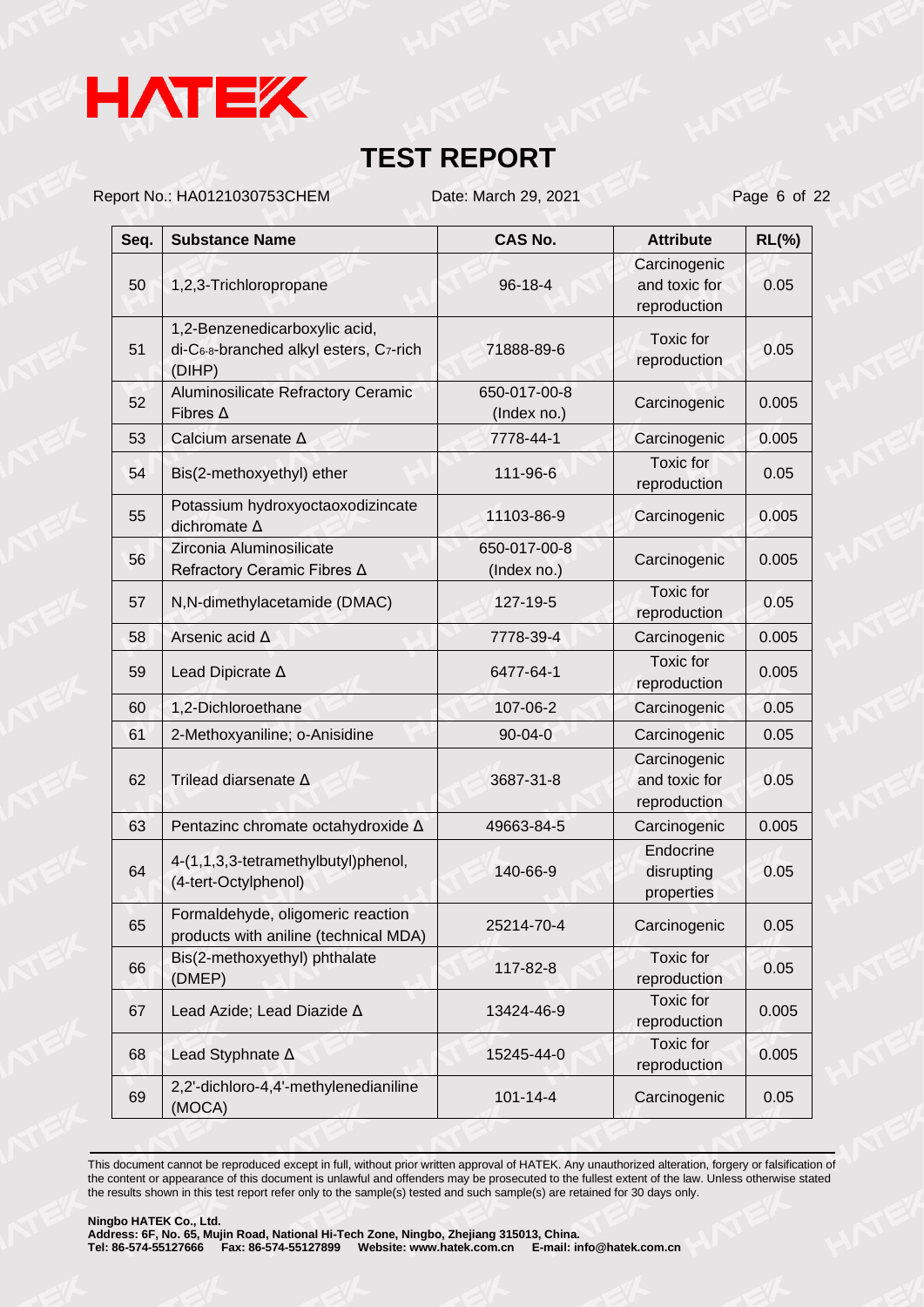# TEST REPORT

Report No.: HA0121030753CHEM Date: March 29, 2021

| Seq. | Substance Name | CAS No. | Attribute | RL(%) |
|---|---|---|---|---|
| 50 | 1,2,3-Trichloropropane | 96-18-4 | Carcinogenic and toxic for reproduction | 0.05 |
| 51 | 1,2-Benzenedicarboxylic acid, di-$C_{6-8}$-branched alkyl esters, $C_7$-rich (DIHP) | 71888-89-6 | Toxic for reproduction | 0.05 |
| 52 | Aluminosilicate Refractory Ceramic Fibres Δ | 650-017-00-8 (Index no.) | Carcinogenic | 0.005 |
| 53 | Calcium arsenate Δ | 7778-44-1 | Carcinogenic | 0.005 |
| 54 | Bis(2-methoxyethyl) ether | 111-96-6 | Toxic for reproduction | 0.05 |
| 55 | Potassium hydroxyoctaoxodizincate dichromate Δ | 11103-86-9 | Carcinogenic | 0.005 |
| 56 | Zirconia Aluminosilicate Refractory Ceramic Fibres Δ | 650-017-00-8 (Index no.) | Carcinogenic | 0.005 |
| 57 | N,N-dimethylacetamide (DMAC) | 127-19-5 | Toxic for reproduction | 0.05 |
| 58 | Arsenic acid Δ | 7778-39-4 | Carcinogenic | 0.005 |
| 59 | Lead Dipicrate Δ | 6477-64-1 | Toxic for reproduction | 0.005 |
| 60 | 1,2-Dichloroethane | 107-06-2 | Carcinogenic | 0.05 |
| 61 | 2-Methoxyaniline; o-Anisidine | 90-04-0 | Carcinogenic | 0.05 |
| 62 | Trilead diarsenate Δ | 3687-31-8 | Carcinogenic and toxic for reproduction | 0.05 |
| 63 | Pentazinc chromate octahydroxide Δ | 49663-84-5 | Carcinogenic | 0.005 |
| 64 | 4-(1,1,3,3-tetramethylbutyl)phenol, (4-tert-Octylphenol) | 140-66-9 | Endocrine disrupting properties | 0.05 |
| 65 | Formaldehyde, oligomeric reaction products with aniline (technical MDA) | 25214-70-4 | Carcinogenic | 0.05 |
| 66 | Bis(2-methoxyethyl) phthalate (DMEP) | 117-82-8 | Toxic for reproduction | 0.05 |
| 67 | Lead Azide; Lead Diazide Δ | 13424-46-9 | Toxic for reproduction | 0.005 |
| 68 | Lead Styphnate Δ | 15245-44-0 | Toxic for reproduction | 0.005 |
| 69 | 2,2'-dichloro-4,4'-methylenedianiline (MOCA) | 101-14-4 | Carcinogenic | 0.05 |

This document cannot be reproduced except in full, without prior written approval of HATEK. Any unauthorized alteration, forgery or falsification of the content or appearance of this document is unlawful and offenders may be prosecuted to the fullest extent of the law. Unless otherwise stated the results shown in this test report refer only to the sample(s) tested and such sample(s) are retained for 30 days only.

**Ningbo HATEK Co., Ltd.**
**Address: 6F, No. 65, Mujin Road, National Hi-Tech Zone, Ningbo, Zhejiang 315013, China.**
**Tel: 86-574-55127666 Fax: 86-574-55127899 Website: www.hatek.com.cn E-mail: info@hatek.com.cn**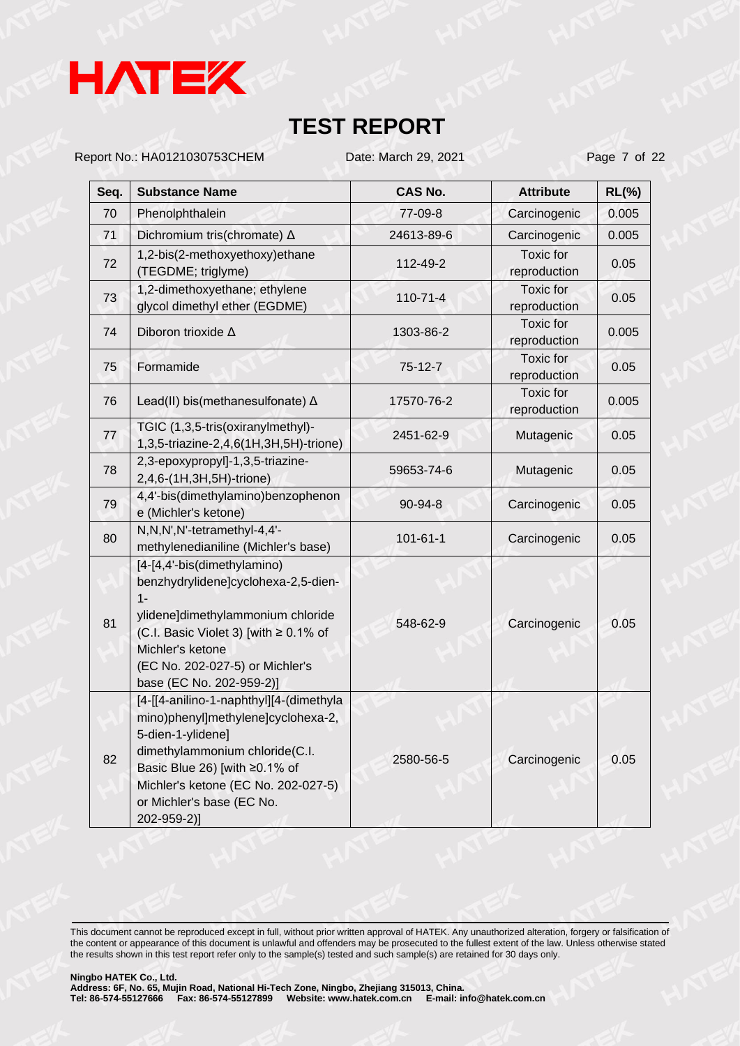# TEST REPORT

Report No.: HA0121030753CHEM Date: March 29, 2021

| Seq. | Substance Name | CAS No. | Attribute | RL(%) |
|---|---|---|---|---|
| 70 | Phenolphthalein | 77-09-8 | Carcinogenic | 0.005 |
| 71 | Dichromium tris(chromate) Δ | 24613-89-6 | Carcinogenic | 0.005 |
| 72 | 1,2-bis(2-methoxyethoxy)ethane (TEGDME; triglyme) | 112-49-2 | Toxic for reproduction | 0.05 |
| 73 | 1,2-dimethoxyethane; ethylene glycol dimethyl ether (EGDME) | 110-71-4 | Toxic for reproduction | 0.05 |
| 74 | Diboron trioxide Δ | 1303-86-2 | Toxic for reproduction | 0.005 |
| 75 | Formamide | 75-12-7 | Toxic for reproduction | 0.05 |
| 76 | Lead(II) bis(methanesulfonate) Δ | 17570-76-2 | Toxic for reproduction | 0.005 |
| 77 | TGIC (1,3,5-tris(oxiranylmethyl)-1,3,5-triazine-2,4,6(1H,3H,5H)-trione) | 2451-62-9 | Mutagenic | 0.05 |
| 78 | 2,3-epoxypropyl]-1,3,5-triazine-2,4,6-(1H,3H,5H)-trione) | 59653-74-6 | Mutagenic | 0.05 |
| 79 | 4,4'-bis(dimethylamino)benzophenone (Michler's ketone) | 90-94-8 | Carcinogenic | 0.05 |
| 80 | N,N,N',N'-tetramethyl-4,4'-methylenedianiline (Michler's base) | 101-61-1 | Carcinogenic | 0.05 |
| 81 | [4-[4,4'-bis(dimethylamino) benzhydrylidene]cyclohexa-2,5-dien-1-ylidene]dimethylammonium chloride (C.I. Basic Violet 3) [with ≥ 0.1% of Michler's ketone (EC No. 202-027-5) or Michler's base (EC No. 202-959-2)] | 548-62-9 | Carcinogenic | 0.05 |
| 82 | [4-[[4-anilino-1-naphthyl][4-(dimethylamino)phenyl]methylene]cyclohexa-2,5-dien-1-ylidene] dimethylammonium chloride(C.I. Basic Blue 26) [with ≥0.1% of Michler's ketone (EC No. 202-027-5) or Michler's base (EC No. 202-959-2)] | 2580-56-5 | Carcinogenic | 0.05 |

This document cannot be reproduced except in full, without prior written approval of HATEK. Any unauthorized alteration, forgery or falsification of the content or appearance of this document is unlawful and offenders may be prosecuted to the fullest extent of the law. Unless otherwise stated the results shown in this test report refer only to the sample(s) tested and such sample(s) are retained for 30 days only.

**Ningbo HATEK Co., Ltd.**
**Address: 6F, No. 65, Mujin Road, National Hi-Tech Zone, Ningbo, Zhejiang 315013, China.**
**Tel: 86-574-55127666 Fax: 86-574-55127899 Website: www.hatek.com.cn E-mail: info@hatek.com.cn**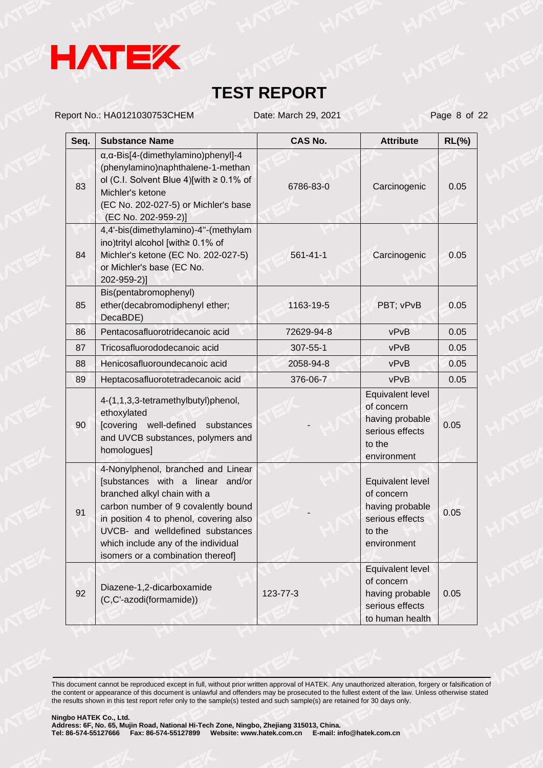# TEST REPORT

Report No.: HA0121030753CHEM　　Date: March 29, 2021

| Seq. | Substance Name | CAS No. | Attribute | RL(%) |
|---|---|---|---|---|
| 83 | α,α-Bis[4-(dimethylamino)phenyl]-4 (phenylamino)naphthalene-1-methanol (C.I. Solvent Blue 4)[with ≥ 0.1% of Michler's ketone (EC No. 202-027-5) or Michler's base (EC No. 202-959-2)] | 6786-83-0 | Carcinogenic | 0.05 |
| 84 | 4,4'-bis(dimethylamino)-4''-(methylamino)trityl alcohol [with≥ 0.1% of Michler's ketone (EC No. 202-027-5) or Michler's base (EC No. 202-959-2)] | 561-41-1 | Carcinogenic | 0.05 |
| 85 | Bis(pentabromophenyl) ether(decabromodiphenyl ether; DecaBDE) | 1163-19-5 | PBT; vPvB | 0.05 |
| 86 | Pentacosafluorotridecanoic acid | 72629-94-8 | vPvB | 0.05 |
| 87 | Tricosafluorododecanoic acid | 307-55-1 | vPvB | 0.05 |
| 88 | Henicosafluoroundecanoic acid | 2058-94-8 | vPvB | 0.05 |
| 89 | Heptacosafluorotetradecanoic acid | 376-06-7 | vPvB | 0.05 |
| 90 | 4-(1,1,3,3-tetramethylbutyl)phenol, ethoxylated [covering well-defined substances and UVCB substances, polymers and homologues] | - | Equivalent level of concern having probable serious effects to the environment | 0.05 |
| 91 | 4-Nonylphenol, branched and Linear [substances with a linear and/or branched alkyl chain with a carbon number of 9 covalently bound in position 4 to phenol, covering also UVCB- and welldefined substances which include any of the individual isomers or a combination thereof] | - | Equivalent level of concern having probable serious effects to the environment | 0.05 |
| 92 | Diazene-1,2-dicarboxamide (C,C'-azodi(formamide)) | 123-77-3 | Equivalent level of concern having probable serious effects to human health | 0.05 |

This document cannot be reproduced except in full, without prior written approval of HATEK. Any unauthorized alteration, forgery or falsification of the content or appearance of this document is unlawful and offenders may be prosecuted to the fullest extent of the law. Unless otherwise stated the results shown in this test report refer only to the sample(s) tested and such sample(s) are retained for 30 days only.

**Ningbo HATEK Co., Ltd.**
**Address: 6F, No. 65, Mujin Road, National Hi-Tech Zone, Ningbo, Zhejiang 315013, China.**
**Tel: 86-574-55127666　Fax: 86-574-55127899　Website: www.hatek.com.cn　E-mail: info@hatek.com.cn**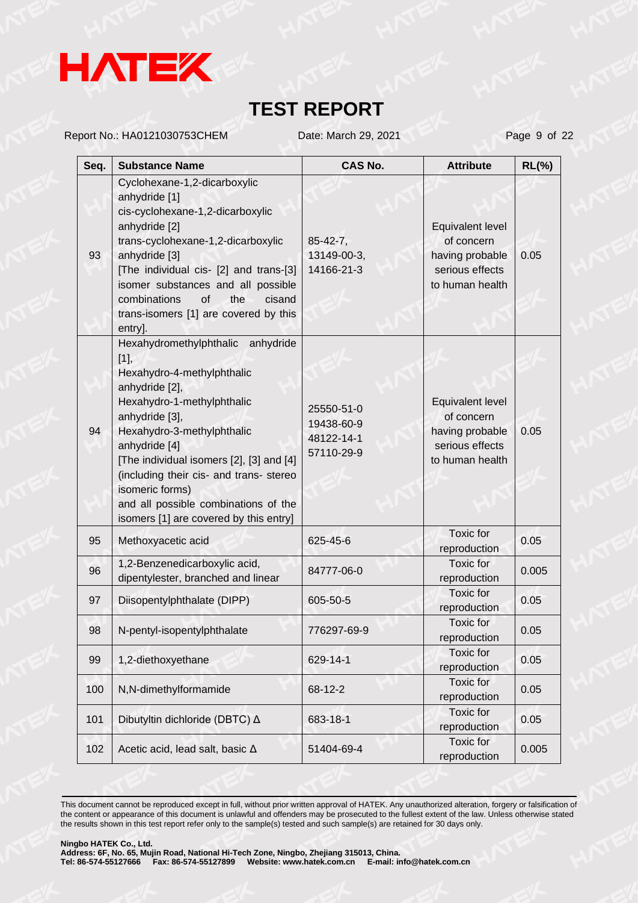# TEST REPORT

Report No.: HA0121030753CHEM Date: March 29, 2021

| Seq. | Substance Name | CAS No. | Attribute | RL(%) |
|---|---|---|---|---|
| 93 | Cyclohexane-1,2-dicarboxylic anhydride [1] cis-cyclohexane-1,2-dicarboxylic anhydride [2] trans-cyclohexane-1,2-dicarboxylic anhydride [3] [The individual cis- [2] and trans-[3] isomer substances and all possible combinations of the cisand trans-isomers [1] are covered by this entry]. | 85-42-7, 13149-00-3, 14166-21-3 | Equivalent level of concern having probable serious effects to human health | 0.05 |
| 94 | Hexahydromethylphthalic anhydride [1], Hexahydro-4-methylphthalic anhydride [2], Hexahydro-1-methylphthalic anhydride [3], Hexahydro-3-methylphthalic anhydride [4] [The individual isomers [2], [3] and [4] (including their cis- and trans- stereo isomeric forms) and all possible combinations of the isomers [1] are covered by this entry] | 25550-51-0 19438-60-9 48122-14-1 57110-29-9 | Equivalent level of concern having probable serious effects to human health | 0.05 |
| 95 | Methoxyacetic acid | 625-45-6 | Toxic for reproduction | 0.05 |
| 96 | 1,2-Benzenedicarboxylic acid, dipentylester, branched and linear | 84777-06-0 | Toxic for reproduction | 0.005 |
| 97 | Diisopentylphthalate (DIPP) | 605-50-5 | Toxic for reproduction | 0.05 |
| 98 | N-pentyl-isopentylphthalate | 776297-69-9 | Toxic for reproduction | 0.05 |
| 99 | 1,2-diethoxyethane | 629-14-1 | Toxic for reproduction | 0.05 |
| 100 | N,N-dimethylformamide | 68-12-2 | Toxic for reproduction | 0.05 |
| 101 | Dibutyltin dichloride (DBTC) Δ | 683-18-1 | Toxic for reproduction | 0.05 |
| 102 | Acetic acid, lead salt, basic Δ | 51404-69-4 | Toxic for reproduction | 0.005 |

This document cannot be reproduced except in full, without prior written approval of HATEK. Any unauthorized alteration, forgery or falsification of the content or appearance of this document is unlawful and offenders may be prosecuted to the fullest extent of the law. Unless otherwise stated the results shown in this test report refer only to the sample(s) tested and such sample(s) are retained for 30 days only.

**Ningbo HATEK Co., Ltd.**
**Address: 6F, No. 65, Mujin Road, National Hi-Tech Zone, Ningbo, Zhejiang 315013, China.**
**Tel: 86-574-55127666 Fax: 86-574-55127899 Website: www.hatek.com.cn E-mail: info@hatek.com.cn**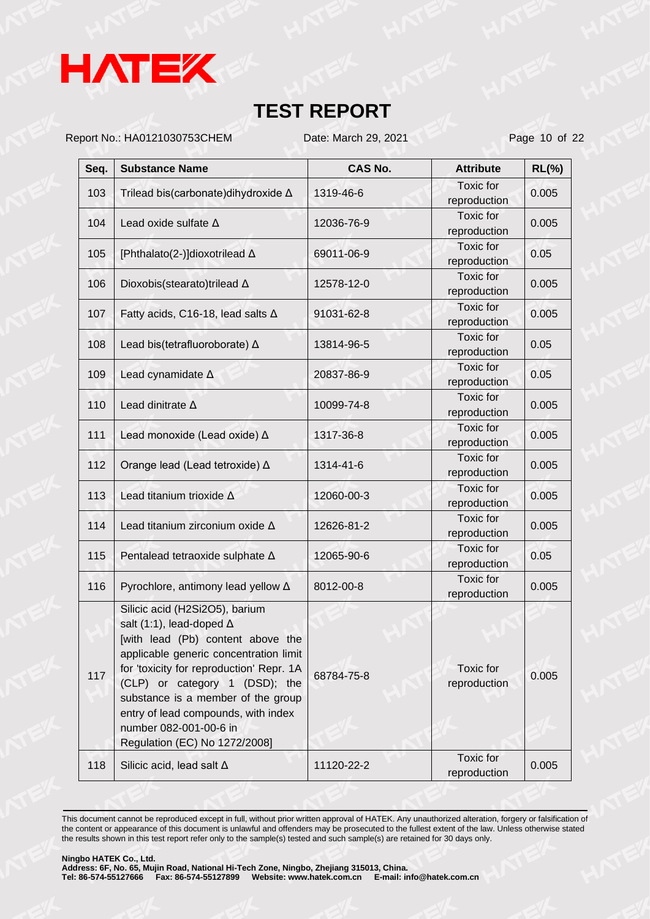# TEST REPORT

Report No.: HA0121030753CHEM Date: March 29, 2021

| Seq. | Substance Name | CAS No. | Attribute | RL(%) |
|---|---|---|---|---|
| 103 | Trilead bis(carbonate)dihydroxide Δ | 1319-46-6 | Toxic for reproduction | 0.005 |
| 104 | Lead oxide sulfate Δ | 12036-76-9 | Toxic for reproduction | 0.005 |
| 105 | [Phthalato(2-)]dioxotrilead Δ | 69011-06-9 | Toxic for reproduction | 0.05 |
| 106 | Dioxobis(stearato)trilead Δ | 12578-12-0 | Toxic for reproduction | 0.005 |
| 107 | Fatty acids, C16-18, lead salts Δ | 91031-62-8 | Toxic for reproduction | 0.005 |
| 108 | Lead bis(tetrafluoroborate) Δ | 13814-96-5 | Toxic for reproduction | 0.05 |
| 109 | Lead cynamidate Δ | 20837-86-9 | Toxic for reproduction | 0.05 |
| 110 | Lead dinitrate Δ | 10099-74-8 | Toxic for reproduction | 0.005 |
| 111 | Lead monoxide (Lead oxide) Δ | 1317-36-8 | Toxic for reproduction | 0.005 |
| 112 | Orange lead (Lead tetroxide) Δ | 1314-41-6 | Toxic for reproduction | 0.005 |
| 113 | Lead titanium trioxide Δ | 12060-00-3 | Toxic for reproduction | 0.005 |
| 114 | Lead titanium zirconium oxide Δ | 12626-81-2 | Toxic for reproduction | 0.005 |
| 115 | Pentalead tetraoxide sulphate Δ | 12065-90-6 | Toxic for reproduction | 0.05 |
| 116 | Pyrochlore, antimony lead yellow Δ | 8012-00-8 | Toxic for reproduction | 0.005 |
| 117 | Silicic acid (H2Si2O5), barium salt (1:1), lead-doped Δ [with lead (Pb) content above the applicable generic concentration limit for 'toxicity for reproduction' Repr. 1A (CLP) or category 1 (DSD); the substance is a member of the group entry of lead compounds, with index number 082-001-00-6 in Regulation (EC) No 1272/2008] | 68784-75-8 | Toxic for reproduction | 0.005 |
| 118 | Silicic acid, lead salt Δ | 11120-22-2 | Toxic for reproduction | 0.005 |

This document cannot be reproduced except in full, without prior written approval of HATEK. Any unauthorized alteration, forgery or falsification of the content or appearance of this document is unlawful and offenders may be prosecuted to the fullest extent of the law. Unless otherwise stated the results shown in this test report refer only to the sample(s) tested and such sample(s) are retained for 30 days only.

**Ningbo HATEK Co., Ltd.**
**Address: 6F, No. 65, Mujin Road, National Hi-Tech Zone, Ningbo, Zhejiang 315013, China.**
**Tel: 86-574-55127666 Fax: 86-574-55127899 Website: www.hatek.com.cn E-mail: info@hatek.com.cn**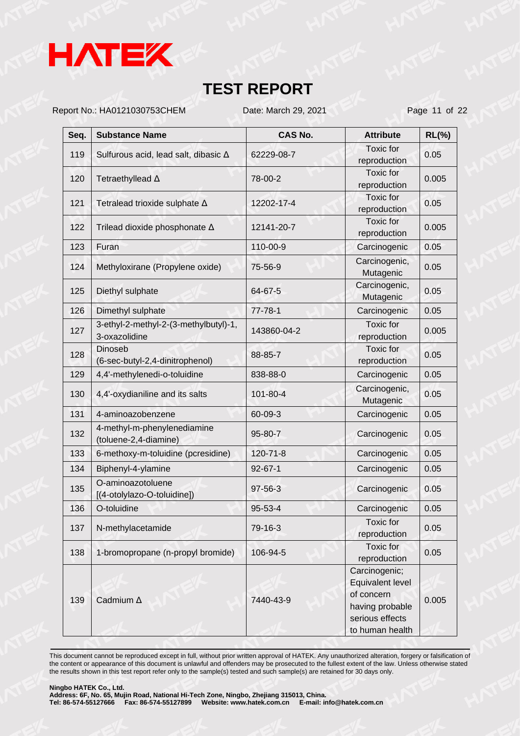# TEST REPORT

Report No.: HA0121030753CHEM    Date: March 29, 2021

| Seq. | Substance Name | CAS No. | Attribute | RL(%) |
|---|---|---|---|---|
| 119 | Sulfurous acid, lead salt, dibasic Δ | 62229-08-7 | Toxic for reproduction | 0.05 |
| 120 | Tetraethyllead Δ | 78-00-2 | Toxic for reproduction | 0.005 |
| 121 | Tetralead trioxide sulphate Δ | 12202-17-4 | Toxic for reproduction | 0.05 |
| 122 | Trilead dioxide phosphonate Δ | 12141-20-7 | Toxic for reproduction | 0.005 |
| 123 | Furan | 110-00-9 | Carcinogenic | 0.05 |
| 124 | Methyloxirane (Propylene oxide) | 75-56-9 | Carcinogenic, Mutagenic | 0.05 |
| 125 | Diethyl sulphate | 64-67-5 | Carcinogenic, Mutagenic | 0.05 |
| 126 | Dimethyl sulphate | 77-78-1 | Carcinogenic | 0.05 |
| 127 | 3-ethyl-2-methyl-2-(3-methylbutyl)-1,3-oxazolidine | 143860-04-2 | Toxic for reproduction | 0.005 |
| 128 | Dinoseb (6-sec-butyl-2,4-dinitrophenol) | 88-85-7 | Toxic for reproduction | 0.05 |
| 129 | 4,4'-methylenedi-o-toluidine | 838-88-0 | Carcinogenic | 0.05 |
| 130 | 4,4'-oxydianiline and its salts | 101-80-4 | Carcinogenic, Mutagenic | 0.05 |
| 131 | 4-aminoazobenzene | 60-09-3 | Carcinogenic | 0.05 |
| 132 | 4-methyl-m-phenylenediamine (toluene-2,4-diamine) | 95-80-7 | Carcinogenic | 0.05 |
| 133 | 6-methoxy-m-toluidine (pcresidine) | 120-71-8 | Carcinogenic | 0.05 |
| 134 | Biphenyl-4-ylamine | 92-67-1 | Carcinogenic | 0.05 |
| 135 | O-aminoazotoluene [(4-otolylazo-O-toluidine]) | 97-56-3 | Carcinogenic | 0.05 |
| 136 | O-toluidine | 95-53-4 | Carcinogenic | 0.05 |
| 137 | N-methylacetamide | 79-16-3 | Toxic for reproduction | 0.05 |
| 138 | 1-bromopropane (n-propyl bromide) | 106-94-5 | Toxic for reproduction | 0.05 |
| 139 | Cadmium Δ | 7440-43-9 | Carcinogenic; Equivalent level of concern having probable serious effects to human health | 0.005 |

This document cannot be reproduced except in full, without prior written approval of HATEK. Any unauthorized alteration, forgery or falsification of the content or appearance of this document is unlawful and offenders may be prosecuted to the fullest extent of the law. Unless otherwise stated the results shown in this test report refer only to the sample(s) tested and such sample(s) are retained for 30 days only.

**Ningbo HATEK Co., Ltd.**
**Address: 6F, No. 65, Mujin Road, National Hi-Tech Zone, Ningbo, Zhejiang 315013, China.**
**Tel: 86-574-55127666 Fax: 86-574-55127899 Website: www.hatek.com.cn E-mail: info@hatek.com.cn**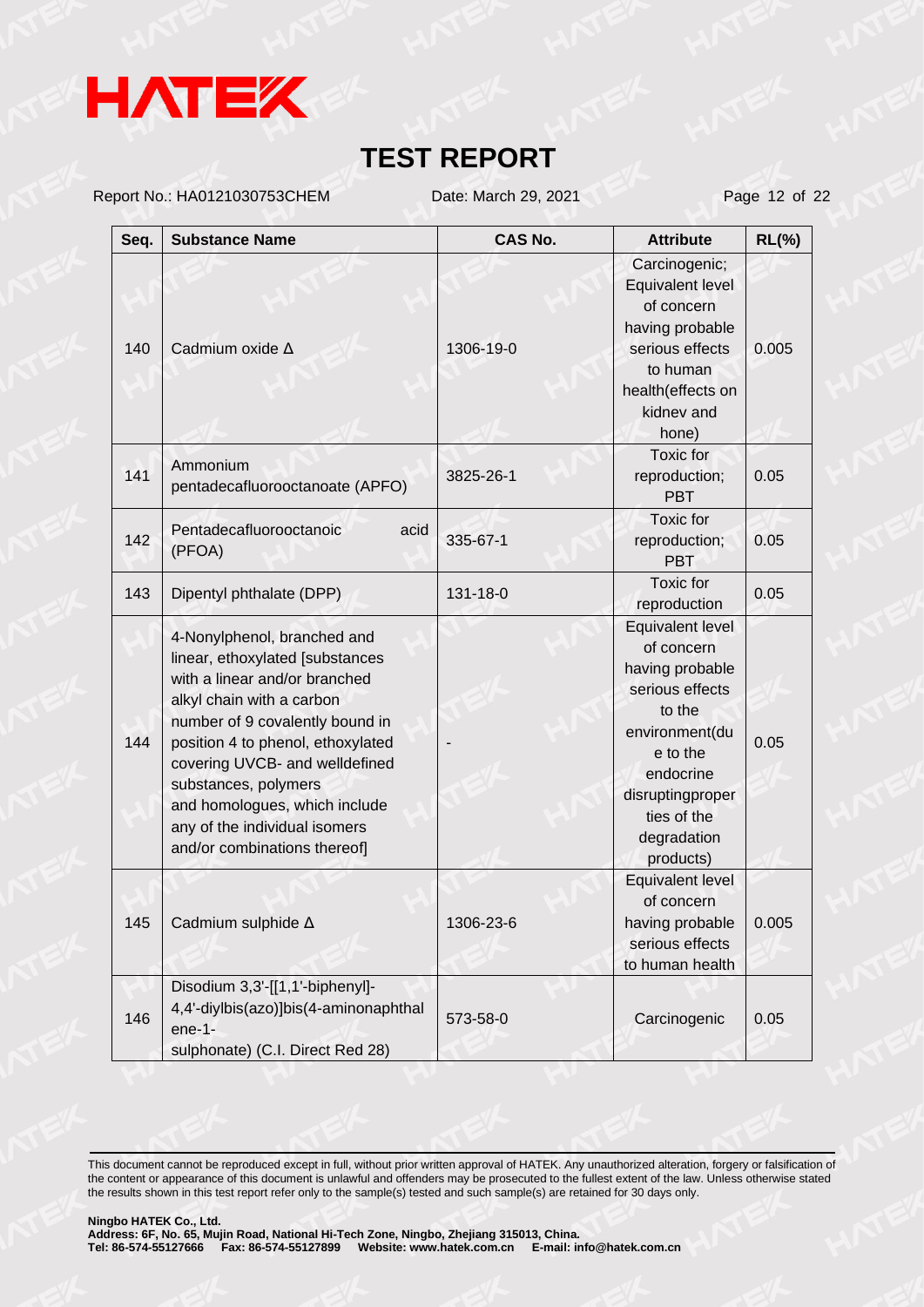# TEST REPORT

Report No.: HA0121030753CHEM    Date: March 29, 2021

| Seq. | Substance Name | CAS No. | Attribute | RL(%) |
| --- | --- | --- | --- | --- |
| 140 | Cadmium oxide Δ | 1306-19-0 | Carcinogenic; Equivalent level of concern having probable serious effects to human health(effects on kidney and bone) | 0.005 |
| 141 | Ammonium pentadecafluorooctanoate (APFO) | 3825-26-1 | Toxic for reproduction; PBT | 0.05 |
| 142 | Pentadecafluorooctanoic acid (PFOA) | 335-67-1 | Toxic for reproduction; PBT | 0.05 |
| 143 | Dipentyl phthalate (DPP) | 131-18-0 | Toxic for reproduction | 0.05 |
| 144 | 4-Nonylphenol, branched and linear, ethoxylated [substances with a linear and/or branched alkyl chain with a carbon number of 9 covalently bound in position 4 to phenol, ethoxylated covering UVCB- and welldefined substances, polymers and homologues, which include any of the individual isomers and/or combinations thereof] | - | Equivalent level of concern having probable serious effects to the environment(due to the endocrine disruptingproperties of the degradation products) | 0.05 |
| 145 | Cadmium sulphide Δ | 1306-23-6 | Equivalent level of concern having probable serious effects to human health | 0.005 |
| 146 | Disodium 3,3'-[[1,1'-biphenyl]-4,4'-diylbis(azo)]bis(4-aminonaphthalene-1-sulphonate) (C.I. Direct Red 28) | 573-58-0 | Carcinogenic | 0.05 |

This document cannot be reproduced except in full, without prior written approval of HATEK. Any unauthorized alteration, forgery or falsification of the content or appearance of this document is unlawful and offenders may be prosecuted to the fullest extent of the law. Unless otherwise stated the results shown in this test report refer only to the sample(s) tested and such sample(s) are retained for 30 days only.

**Ningbo HATEK Co., Ltd.**
**Address: 6F, No. 65, Mujin Road, National Hi-Tech Zone, Ningbo, Zhejiang 315013, China.**
**Tel: 86-574-55127666 Fax: 86-574-55127899 Website: www.hatek.com.cn E-mail: info@hatek.com.cn**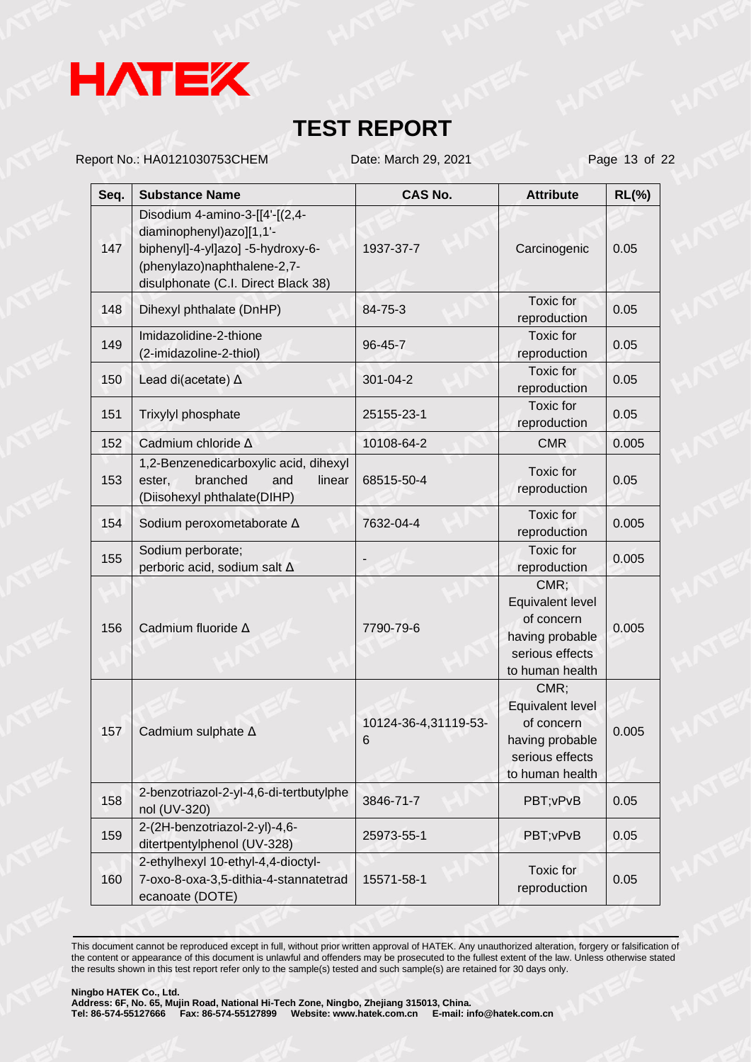# TEST REPORT

Report No.: HA0121030753CHEM    Date: March 29, 2021

| Seq. | Substance Name | CAS No. | Attribute | RL(%) |
|---|---|---|---|---|
| 147 | Disodium 4-amino-3-[[4'-[(2,4-diaminophenyl)azo][1,1'-biphenyl]-4-yl]azo] -5-hydroxy-6-(phenylazo)naphthalene-2,7-disulphonate (C.I. Direct Black 38) | 1937-37-7 | Carcinogenic | 0.05 |
| 148 | Dihexyl phthalate (DnHP) | 84-75-3 | Toxic for reproduction | 0.05 |
| 149 | Imidazolidine-2-thione (2-imidazoline-2-thiol) | 96-45-7 | Toxic for reproduction | 0.05 |
| 150 | Lead di(acetate) Δ | 301-04-2 | Toxic for reproduction | 0.05 |
| 151 | Trixylyl phosphate | 25155-23-1 | Toxic for reproduction | 0.05 |
| 152 | Cadmium chloride Δ | 10108-64-2 | CMR | 0.005 |
| 153 | 1,2-Benzenedicarboxylic acid, dihexyl ester, branched and linear (Diisohexyl phthalate(DIHP) | 68515-50-4 | Toxic for reproduction | 0.05 |
| 154 | Sodium peroxometaborate Δ | 7632-04-4 | Toxic for reproduction | 0.005 |
| 155 | Sodium perborate; perboric acid, sodium salt Δ | - | Toxic for reproduction | 0.005 |
| 156 | Cadmium fluoride Δ | 7790-79-6 | CMR; Equivalent level of concern having probable serious effects to human health | 0.005 |
| 157 | Cadmium sulphate Δ | 10124-36-4,31119-53-6 | CMR; Equivalent level of concern having probable serious effects to human health | 0.005 |
| 158 | 2-benzotriazol-2-yl-4,6-di-tertbutylphenol (UV-320) | 3846-71-7 | PBT;vPvB | 0.05 |
| 159 | 2-(2H-benzotriazol-2-yl)-4,6-ditertpentylphenol (UV-328) | 25973-55-1 | PBT;vPvB | 0.05 |
| 160 | 2-ethylhexyl 10-ethyl-4,4-dioctyl-7-oxo-8-oxa-3,5-dithia-4-stannatetradecanoate (DOTE) | 15571-58-1 | Toxic for reproduction | 0.05 |

This document cannot be reproduced except in full, without prior written approval of HATEK. Any unauthorized alteration, forgery or falsification of the content or appearance of this document is unlawful and offenders may be prosecuted to the fullest extent of the law. Unless otherwise stated the results shown in this test report refer only to the sample(s) tested and such sample(s) are retained for 30 days only.

**Ningbo HATEK Co., Ltd.**
**Address: 6F, No. 65, Mujin Road, National Hi-Tech Zone, Ningbo, Zhejiang 315013, China.**
**Tel: 86-574-55127666 Fax: 86-574-55127899 Website: www.hatek.com.cn E-mail: info@hatek.com.cn**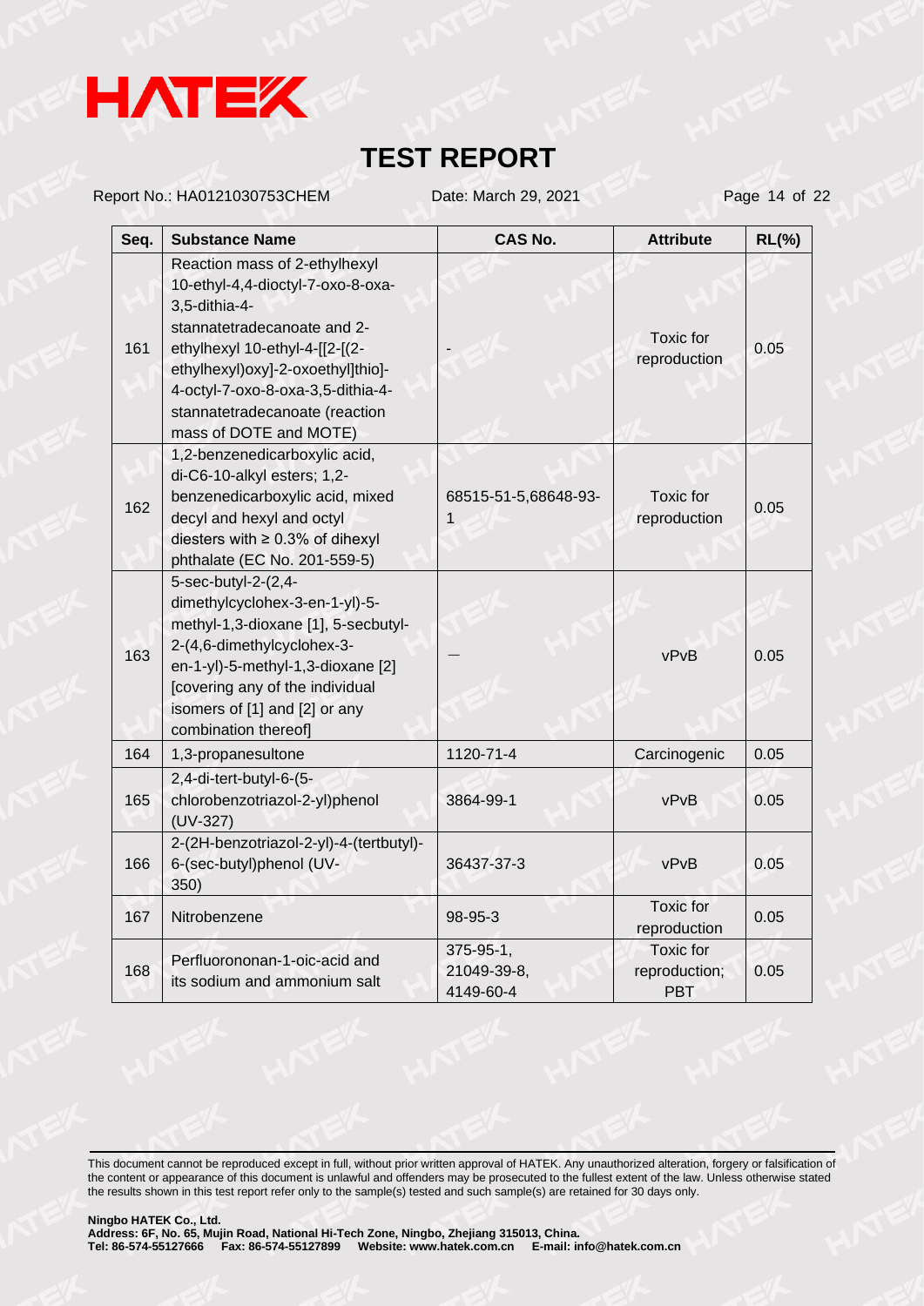| Seq. | Substance Name | CAS No. | Attribute | RL(%) |
|---|---|---|---|---|
| 161 | Reaction mass of 2-ethylhexyl 10-ethyl-4,4-dioctyl-7-oxo-8-oxa-3,5-dithia-4-stannatetradecanoate and 2-ethylhexyl 10-ethyl-4-[[2-[(2-ethylhexyl)oxy]-2-oxoethyl]thio]-4-octyl-7-oxo-8-oxa-3,5-dithia-4-stannatetradecanoate (reaction mass of DOTE and MOTE) | - | Toxic for reproduction | 0.05 |
| 162 | 1,2-benzenedicarboxylic acid, di-C6-10-alkyl esters; 1,2-benzenedicarboxylic acid, mixed decyl and hexyl and octyl diesters with ≥ 0.3% of dihexyl phthalate (EC No. 201-559-5) | 68515-51-5,68648-93-1 | Toxic for reproduction | 0.05 |
| 163 | 5-sec-butyl-2-(2,4-dimethylcyclohex-3-en-1-yl)-5-methyl-1,3-dioxane [1], 5-secbutyl-2-(4,6-dimethylcyclohex-3-en-1-yl)-5-methyl-1,3-dioxane [2] [covering any of the individual isomers of [1] and [2] or any combination thereof] | — | vPvB | 0.05 |
| 164 | 1,3-propanesultone | 1120-71-4 | Carcinogenic | 0.05 |
| 165 | 2,4-di-tert-butyl-6-(5-chlorobenzotriazol-2-yl)phenol (UV-327) | 3864-99-1 | vPvB | 0.05 |
| 166 | 2-(2H-benzotriazol-2-yl)-4-(tertbutyl)-6-(sec-butyl)phenol (UV-350) | 36437-37-3 | vPvB | 0.05 |
| 167 | Nitrobenzene | 98-95-3 | Toxic for reproduction | 0.05 |
| 168 | Perfluorononan-1-oic-acid and its sodium and ammonium salt | 375-95-1, 21049-39-8, 4149-60-4 | Toxic for reproduction; PBT | 0.05 |

This document cannot be reproduced except in full, without prior written approval of HATEK. Any unauthorized alteration, forgery or falsification of the content or appearance of this document is unlawful and offenders may be prosecuted to the fullest extent of the law. Unless otherwise stated the results shown in this test report refer only to the sample(s) tested and such sample(s) are retained for 30 days only.

**Ningbo HATEK Co., Ltd.**
**Address: 6F, No. 65, Mujin Road, National Hi-Tech Zone, Ningbo, Zhejiang 315013, China.**
**Tel: 86-574-55127666 Fax: 86-574-55127899 Website: www.hatek.com.cn E-mail: info@hatek.com.cn**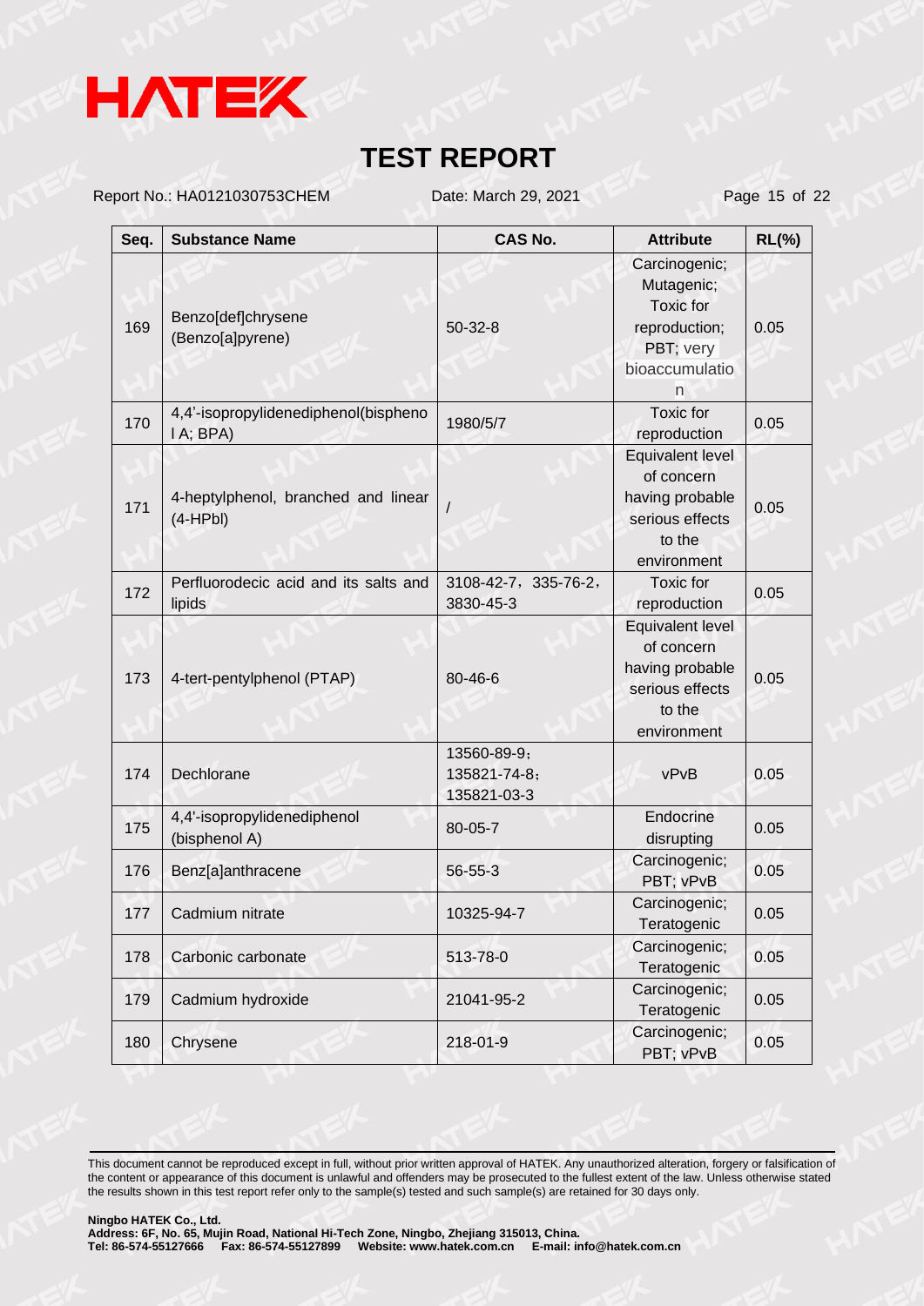# TEST REPORT

Report No.: HA0121030753CHEM Date: March 29, 2021

| Seq. | Substance Name | CAS No. | Attribute | RL(%) |
|---|---|---|---|---|
| 169 | Benzo[def]chrysene (Benzo[a]pyrene) | 50-32-8 | Carcinogenic; Mutagenic; Toxic for reproduction; PBT; very bioaccumulation | 0.05 |
| 170 | 4,4'-isopropylidenediphenol(bisphenol A; BPA) | 1980/5/7 | Toxic for reproduction | 0.05 |
| 171 | 4-heptylphenol, branched and linear (4-HPbl) | / | Equivalent level of concern having probable serious effects to the environment | 0.05 |
| 172 | Perfluorodecic acid and its salts and lipids | 3108-42-7, 335-76-2, 3830-45-3 | Toxic for reproduction | 0.05 |
| 173 | 4-tert-pentylphenol (PTAP) | 80-46-6 | Equivalent level of concern having probable serious effects to the environment | 0.05 |
| 174 | Dechlorane | 13560-89-9; 135821-74-8; 135821-03-3 | vPvB | 0.05 |
| 175 | 4,4'-isopropylidenediphenol (bisphenol A) | 80-05-7 | Endocrine disrupting | 0.05 |
| 176 | Benz[a]anthracene | 56-55-3 | Carcinogenic; PBT; vPvB | 0.05 |
| 177 | Cadmium nitrate | 10325-94-7 | Carcinogenic; Teratogenic | 0.05 |
| 178 | Carbonic carbonate | 513-78-0 | Carcinogenic; Teratogenic | 0.05 |
| 179 | Cadmium hydroxide | 21041-95-2 | Carcinogenic; Teratogenic | 0.05 |
| 180 | Chrysene | 218-01-9 | Carcinogenic; PBT; vPvB | 0.05 |

This document cannot be reproduced except in full, without prior written approval of HATEK. Any unauthorized alteration, forgery or falsification of the content or appearance of this document is unlawful and offenders may be prosecuted to the fullest extent of the law. Unless otherwise stated the results shown in this test report refer only to the sample(s) tested and such sample(s) are retained for 30 days only.

**Ningbo HATEK Co., Ltd.**
**Address: 6F, No. 65, Mujin Road, National Hi-Tech Zone, Ningbo, Zhejiang 315013, China.**
**Tel: 86-574-55127666 Fax: 86-574-55127899 Website: www.hatek.com.cn E-mail: info@hatek.com.cn**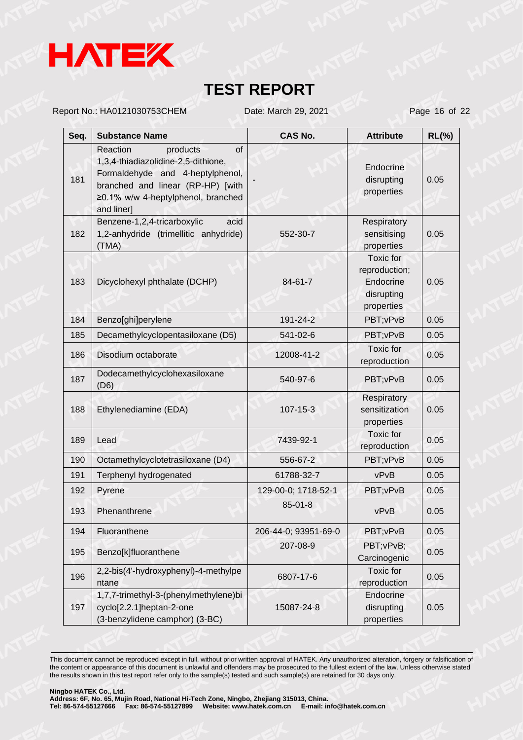# TEST REPORT

Report No.: HA0121030753CHEM Date: March 29, 2021

| Seq. | Substance Name | CAS No. | Attribute | RL(%) |
|---|---|---|---|---|
| 181 | Reaction products of 1,3,4-thiadiazolidine-2,5-dithione, Formaldehyde and 4-heptylphenol, branched and linear (RP-HP) [with ≥0.1% w/w 4-heptylphenol, branched and liner] | - | Endocrine disrupting properties | 0.05 |
| 182 | Benzene-1,2,4-tricarboxylic acid 1,2-anhydride (trimellitic anhydride) (TMA) | 552-30-7 | Respiratory sensitising properties | 0.05 |
| 183 | Dicyclohexyl phthalate (DCHP) | 84-61-7 | Toxic for reproduction; Endocrine disrupting properties | 0.05 |
| 184 | Benzo[ghi]perylene | 191-24-2 | PBT;vPvB | 0.05 |
| 185 | Decamethylcyclopentasiloxane (D5) | 541-02-6 | PBT;vPvB | 0.05 |
| 186 | Disodium octaborate | 12008-41-2 | Toxic for reproduction | 0.05 |
| 187 | Dodecamethylcyclohexasiloxane (D6) | 540-97-6 | PBT;vPvB | 0.05 |
| 188 | Ethylenediamine (EDA) | 107-15-3 | Respiratory sensitization properties | 0.05 |
| 189 | Lead | 7439-92-1 | Toxic for reproduction | 0.05 |
| 190 | Octamethylcyclotetrasiloxane (D4) | 556-67-2 | PBT;vPvB | 0.05 |
| 191 | Terphenyl hydrogenated | 61788-32-7 | vPvB | 0.05 |
| 192 | Pyrene | 129-00-0; 1718-52-1 | PBT;vPvB | 0.05 |
| 193 | Phenanthrene | 85-01-8 | vPvB | 0.05 |
| 194 | Fluoranthene | 206-44-0; 93951-69-0 | PBT;vPvB | 0.05 |
| 195 | Benzo[k]fluoranthene | 207-08-9 | PBT;vPvB; Carcinogenic | 0.05 |
| 196 | 2,2-bis(4'-hydroxyphenyl)-4-methylpentane | 6807-17-6 | Toxic for reproduction | 0.05 |
| 197 | 1,7,7-trimethyl-3-(phenylmethylene)bicyclo[2.2.1]heptan-2-one (3-benzylidene camphor) (3-BC) | 15087-24-8 | Endocrine disrupting properties | 0.05 |

This document cannot be reproduced except in full, without prior written approval of HATEK. Any unauthorized alteration, forgery or falsification of the content or appearance of this document is unlawful and offenders may be prosecuted to the fullest extent of the law. Unless otherwise stated the results shown in this test report refer only to the sample(s) tested and such sample(s) are retained for 30 days only.

**Ningbo HATEK Co., Ltd.**
**Address: 6F, No. 65, Mujin Road, National Hi-Tech Zone, Ningbo, Zhejiang 315013, China.**
**Tel: 86-574-55127666 Fax: 86-574-55127899 Website: www.hatek.com.cn E-mail: info@hatek.com.cn**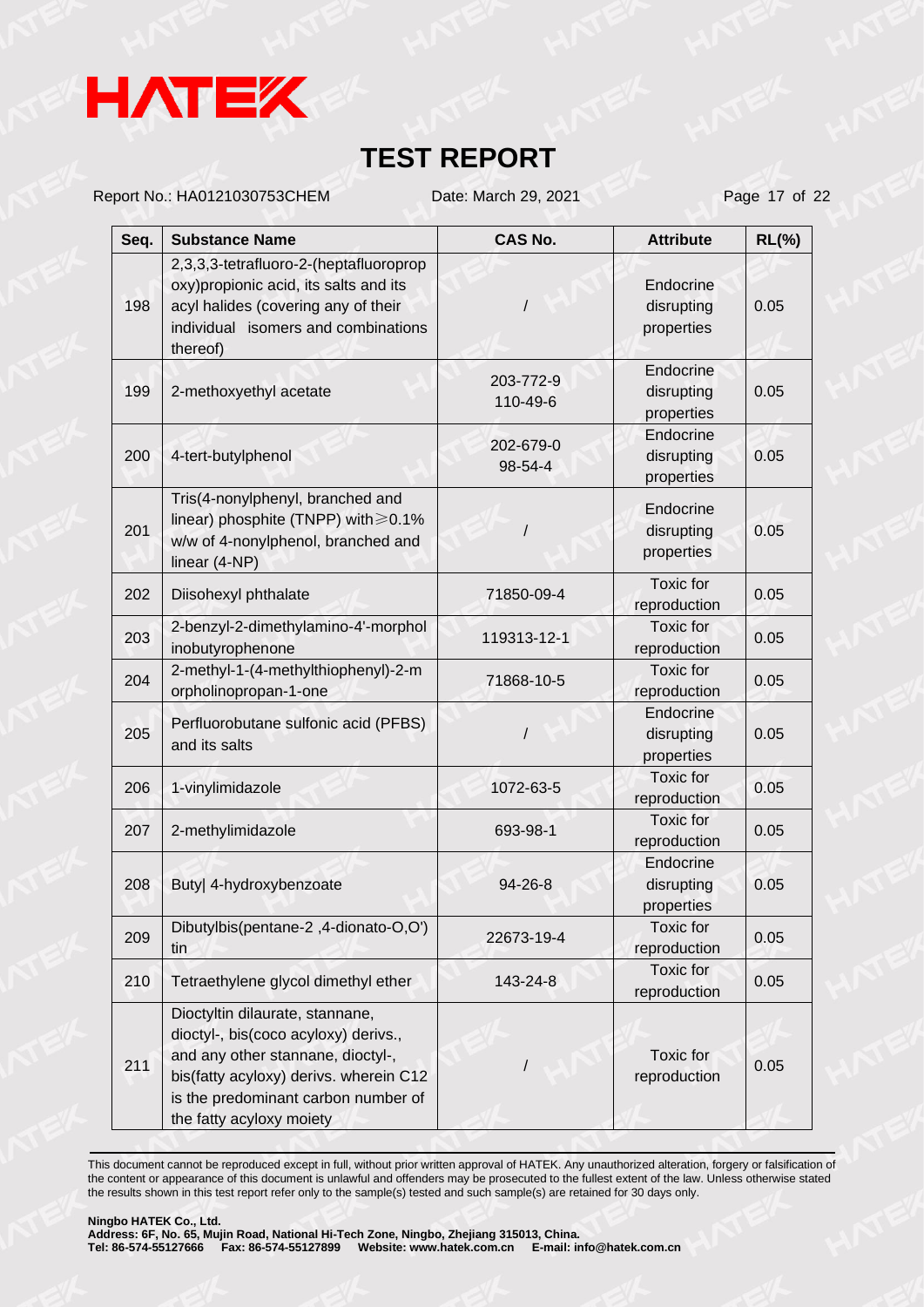# HATEK

# TEST REPORT

Report No.: HA0121030753CHEM    Date: March 29, 2021

| Seq. | Substance Name | CAS No. | Attribute | RL(%) |
|---|---|---|---|---|
| 198 | 2,3,3,3-tetrafluoro-2-(heptafluoropropoxy)propionic acid, its salts and its acyl halides (covering any of their individual isomers and combinations thereof) | / | Endocrine disrupting properties | 0.05 |
| 199 | 2-methoxyethyl acetate | 203-772-9<br>110-49-6 | Endocrine disrupting properties | 0.05 |
| 200 | 4-tert-butylphenol | 202-679-0<br>98-54-4 | Endocrine disrupting properties | 0.05 |
| 201 | Tris(4-nonylphenyl, branched and linear) phosphite (TNPP) with≥0.1% w/w of 4-nonylphenol, branched and linear (4-NP) | / | Endocrine disrupting properties | 0.05 |
| 202 | Diisohexyl phthalate | 71850-09-4 | Toxic for reproduction | 0.05 |
| 203 | 2-benzyl-2-dimethylamino-4'-morpholinobutyrophenone | 119313-12-1 | Toxic for reproduction | 0.05 |
| 204 | 2-methyl-1-(4-methylthiophenyl)-2-morpholinopropan-1-one | 71868-10-5 | Toxic for reproduction | 0.05 |
| 205 | Perfluorobutane sulfonic acid (PFBS) and its salts | / | Endocrine disrupting properties | 0.05 |
| 206 | 1-vinylimidazole | 1072-63-5 | Toxic for reproduction | 0.05 |
| 207 | 2-methylimidazole | 693-98-1 | Toxic for reproduction | 0.05 |
| 208 | Buty\| 4-hydroxybenzoate | 94-26-8 | Endocrine disrupting properties | 0.05 |
| 209 | Dibutylbis(pentane-2 ,4-dionato-O,O') tin | 22673-19-4 | Toxic for reproduction | 0.05 |
| 210 | Tetraethylene glycol dimethyl ether | 143-24-8 | Toxic for reproduction | 0.05 |
| 211 | Dioctyltin dilaurate, stannane, dioctyl-, bis(coco acyloxy) derivs., and any other stannane, dioctyl-, bis(fatty acyloxy) derivs. wherein C12 is the predominant carbon number of the fatty acyloxy moiety | / | Toxic for reproduction | 0.05 |

This document cannot be reproduced except in full, without prior written approval of HATEK. Any unauthorized alteration, forgery or falsification of the content or appearance of this document is unlawful and offenders may be prosecuted to the fullest extent of the law. Unless otherwise stated the results shown in this test report refer only to the sample(s) tested and such sample(s) are retained for 30 days only.

**Ningbo HATEK Co., Ltd.**
**Address: 6F, No. 65, Mujin Road, National Hi-Tech Zone, Ningbo, Zhejiang 315013, China.**
**Tel: 86-574-55127666 Fax: 86-574-55127899 Website: www.hatek.com.cn E-mail: info@hatek.com.cn**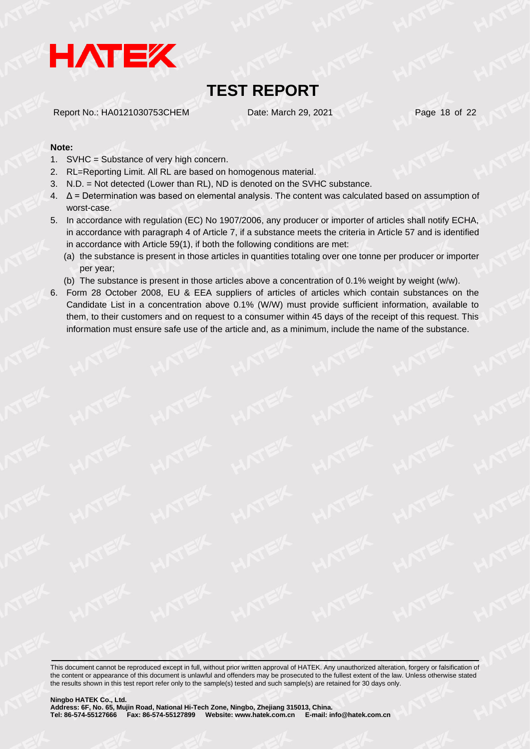**Note:**

1. SVHC = Substance of very high concern.
2. RL=Reporting Limit. All RL are based on homogenous material.
3. N.D. = Not detected (Lower than RL), ND is denoted on the SVHC substance.
4. Δ = Determination was based on elemental analysis. The content was calculated based on assumption of worst-case.
5. In accordance with regulation (EC) No 1907/2006, any producer or importer of articles shall notify ECHA, in accordance with paragraph 4 of Article 7, if a substance meets the criteria in Article 57 and is identified in accordance with Article 59(1), if both the following conditions are met:
   (a) the substance is present in those articles in quantities totaling over one tonne per producer or importer per year;
   (b) The substance is present in those articles above a concentration of 0.1% weight by weight (w/w).
6. Form 28 October 2008, EU & EEA suppliers of articles of articles which contain substances on the Candidate List in a concentration above 0.1% (W/W) must provide sufficient information, available to them, to their customers and on request to a consumer within 45 days of the receipt of this request. This information must ensure safe use of the article and, as a minimum, include the name of the substance.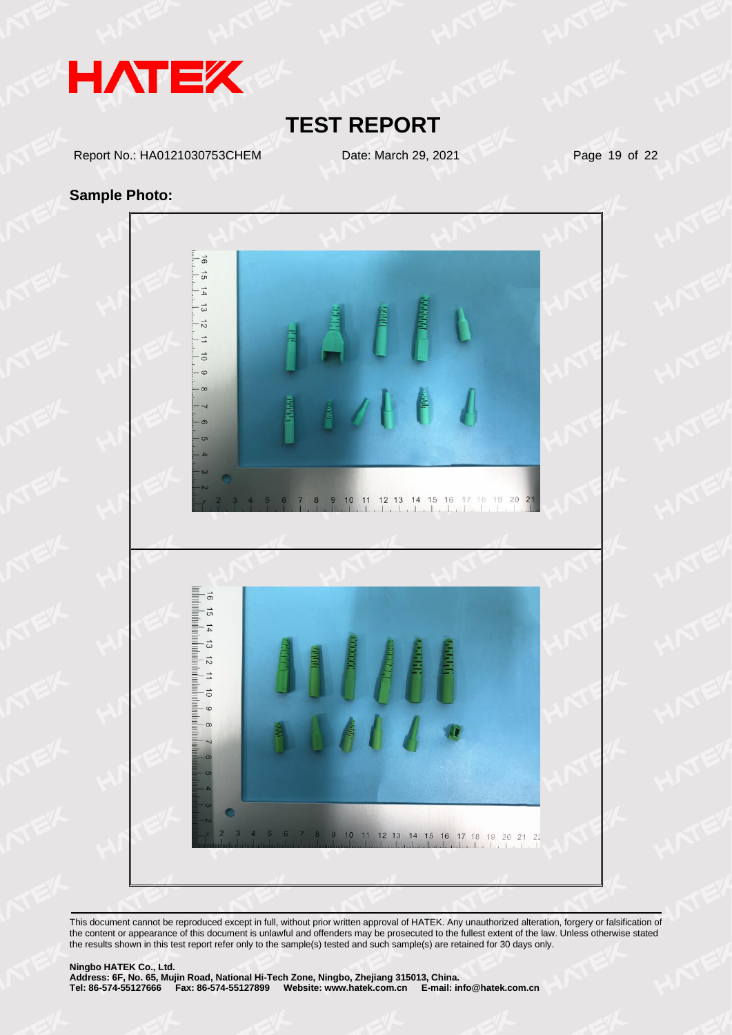# TEST REPORT

Report No.: HA0121030753CHEM Date: March 29, 2021

**Sample Photo:**

This document cannot be reproduced except in full, without prior written approval of HATEK. Any unauthorized alteration, forgery or falsification of the content or appearance of this document is unlawful and offenders may be prosecuted to the fullest extent of the law. Unless otherwise stated the results shown in this test report refer only to the sample(s) tested and such sample(s) are retained for 30 days only.

**Ningbo HATEK Co., Ltd.**
**Address: 6F, No. 65, Mujin Road, National Hi-Tech Zone, Ningbo, Zhejiang 315013, China.**
**Tel: 86-574-55127666 Fax: 86-574-55127899 Website: www.hatek.com.cn E-mail: info@hatek.com.cn**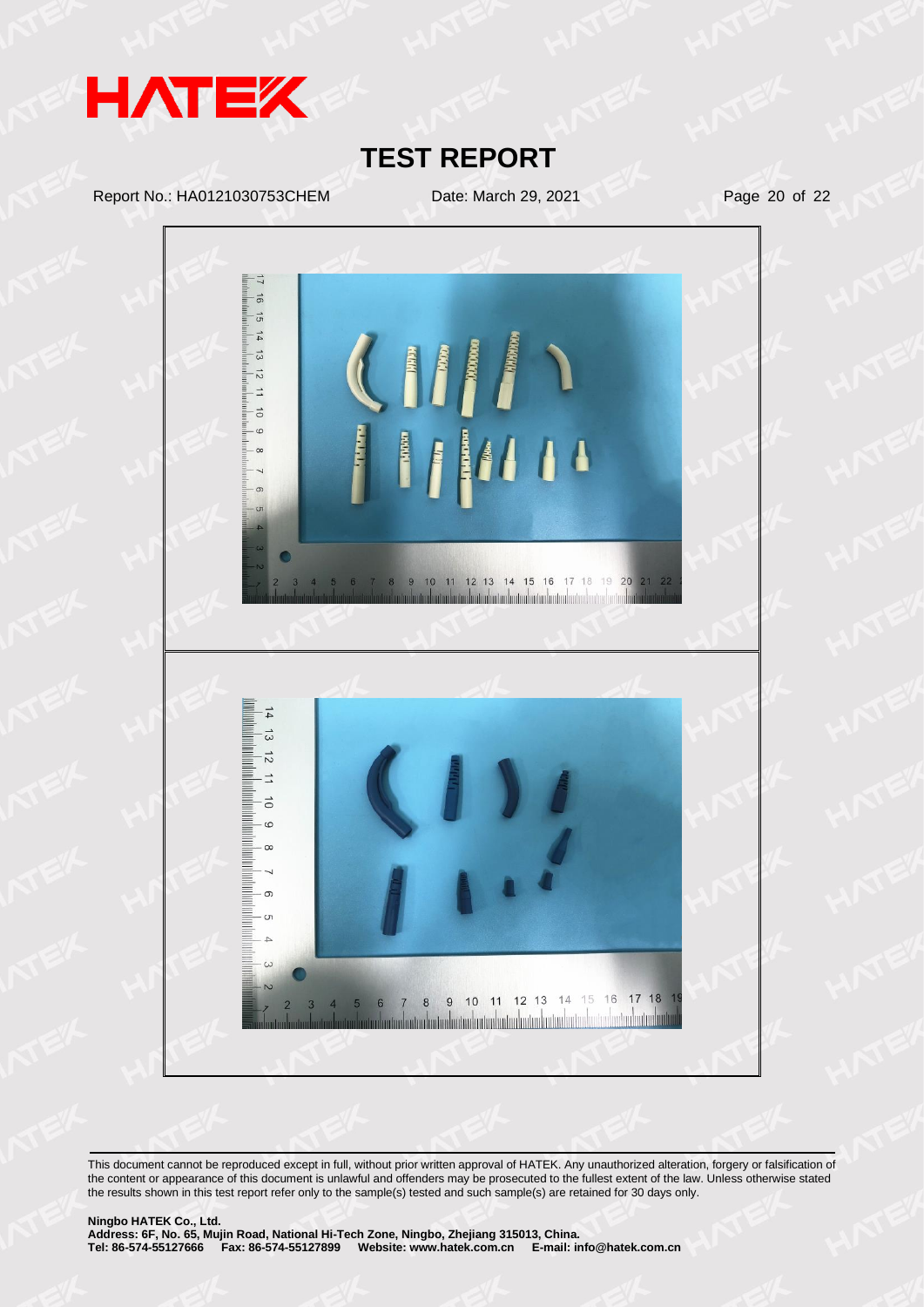This document cannot be reproduced except in full, without prior written approval of HATEK. Any unauthorized alteration, forgery or falsification of the content or appearance of this document is unlawful and offenders may be prosecuted to the fullest extent of the law. Unless otherwise stated the results shown in this test report refer only to the sample(s) tested and such sample(s) are retained for 30 days only.

**Ningbo HATEK Co., Ltd.**
**Address: 6F, No. 65, Mujin Road, National Hi-Tech Zone, Ningbo, Zhejiang 315013, China.**
**Tel: 86-574-55127666 Fax: 86-574-55127899 Website: www.hatek.com.cn E-mail: info@hatek.com.cn**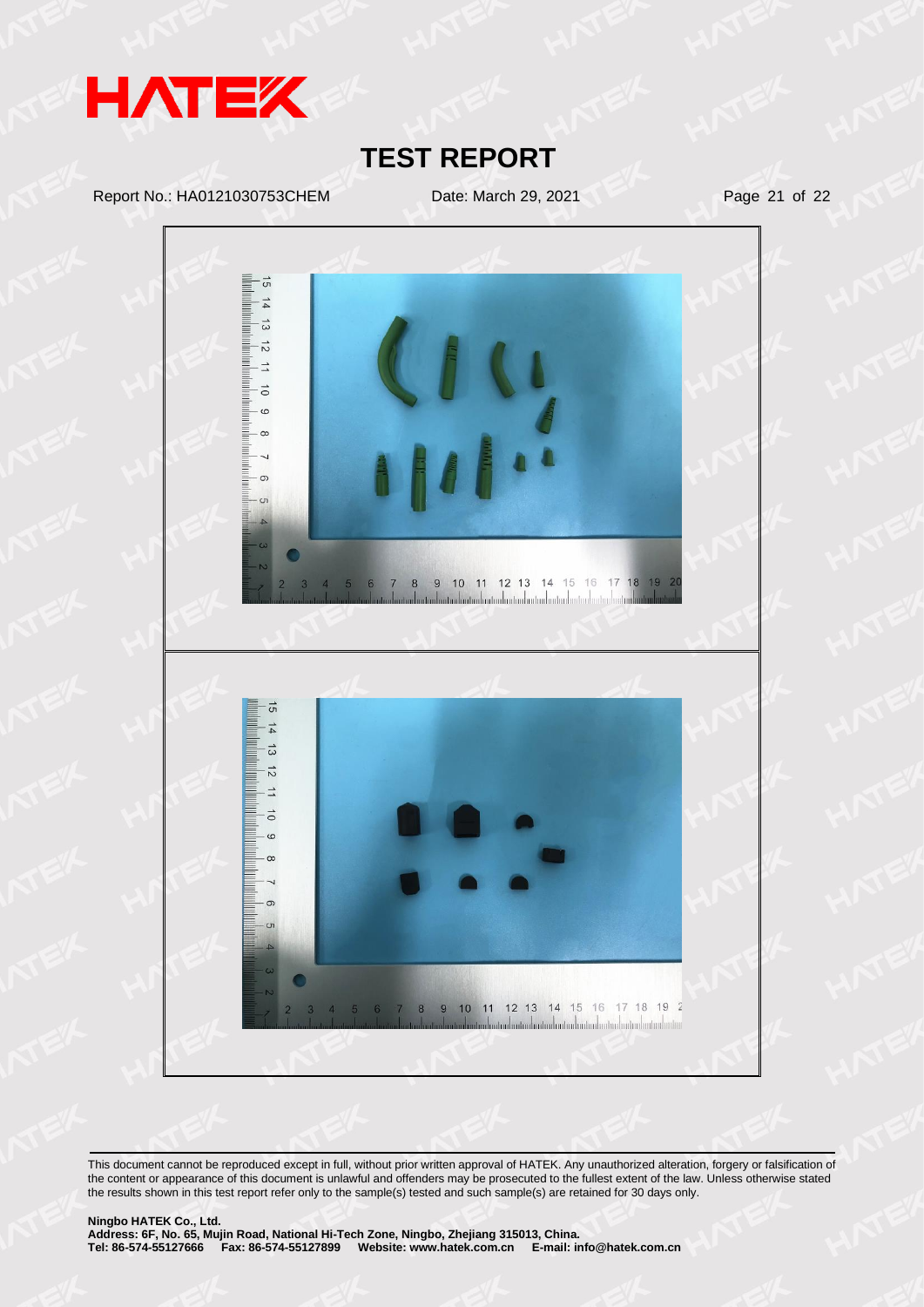This document cannot be reproduced except in full, without prior written approval of HATEK. Any unauthorized alteration, forgery or falsification of the content or appearance of this document is unlawful and offenders may be prosecuted to the fullest extent of the law. Unless otherwise stated the results shown in this test report refer only to the sample(s) tested and such sample(s) are retained for 30 days only.

**Ningbo HATEK Co., Ltd.**
**Address: 6F, No. 65, Mujin Road, National Hi-Tech Zone, Ningbo, Zhejiang 315013, China.**
**Tel: 86-574-55127666 Fax: 86-574-55127899 Website: www.hatek.com.cn E-mail: info@hatek.com.cn**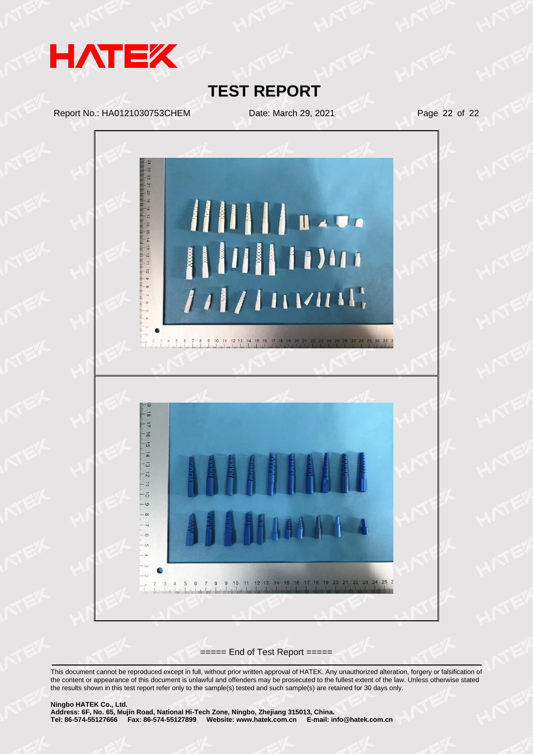===== End of Test Report =====

This document cannot be reproduced except in full, without prior written approval of HATEK. Any unauthorized alteration, forgery or falsification of the content or appearance of this document is unlawful and offenders may be prosecuted to the fullest extent of the law. Unless otherwise stated the results shown in this test report refer only to the sample(s) tested and such sample(s) are retained for 30 days only.

**Ningbo HATEK Co., Ltd.**
**Address: 6F, No. 65, Mujin Road, National Hi-Tech Zone, Ningbo, Zhejiang 315013, China.**
**Tel: 86-574-55127666 Fax: 86-574-55127899 Website: www.hatek.com.cn E-mail: info@hatek.com.cn**